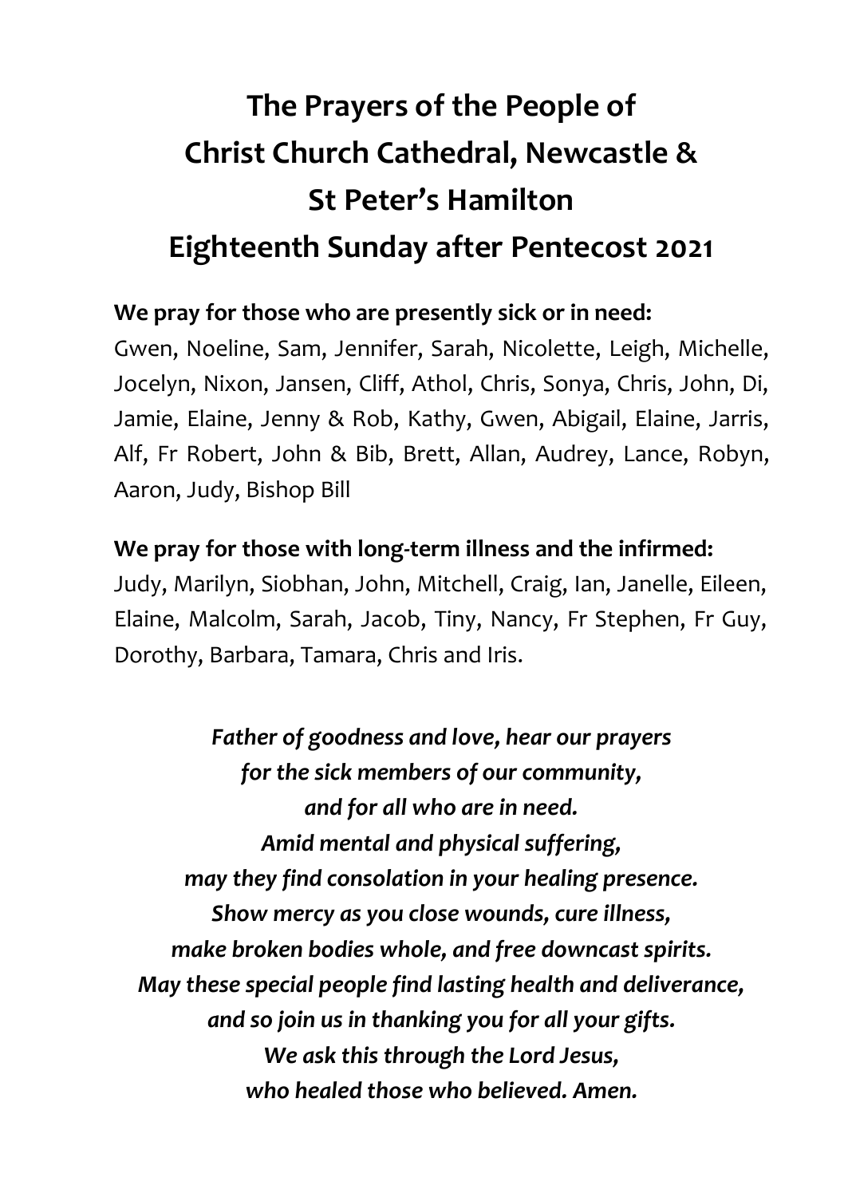# The Prayers of the People of Christ Church Cathedral, Newcastle & St Peter's Hamilton Eighteenth Sunday after Pentecost 2021

**We pray for those who are presently sick or in need:**
Gwen, Noeline, Sam, Jennifer, Sarah, Nicolette, Leigh, Michelle, Jocelyn, Nixon, Jansen, Cliff, Athol, Chris, Sonya, Chris, John, Di, Jamie, Elaine, Jenny & Rob, Kathy, Gwen, Abigail, Elaine, Jarris, Alf, Fr Robert, John & Bib, Brett, Allan, Audrey, Lance, Robyn, Aaron, Judy, Bishop Bill

**We pray for those with long-term illness and the infirmed:**
Judy, Marilyn, Siobhan, John, Mitchell, Craig, Ian, Janelle, Eileen, Elaine, Malcolm, Sarah, Jacob, Tiny, Nancy, Fr Stephen, Fr Guy, Dorothy, Barbara, Tamara, Chris and Iris.

***Father of goodness and love, hear our prayers***
***for the sick members of our community,***
***and for all who are in need.***
***Amid mental and physical suffering,***
***may they find consolation in your healing presence.***
***Show mercy as you close wounds, cure illness,***
***make broken bodies whole, and free downcast spirits.***
***May these special people find lasting health and deliverance,***
***and so join us in thanking you for all your gifts.***
***We ask this through the Lord Jesus,***
***who healed those who believed. Amen.***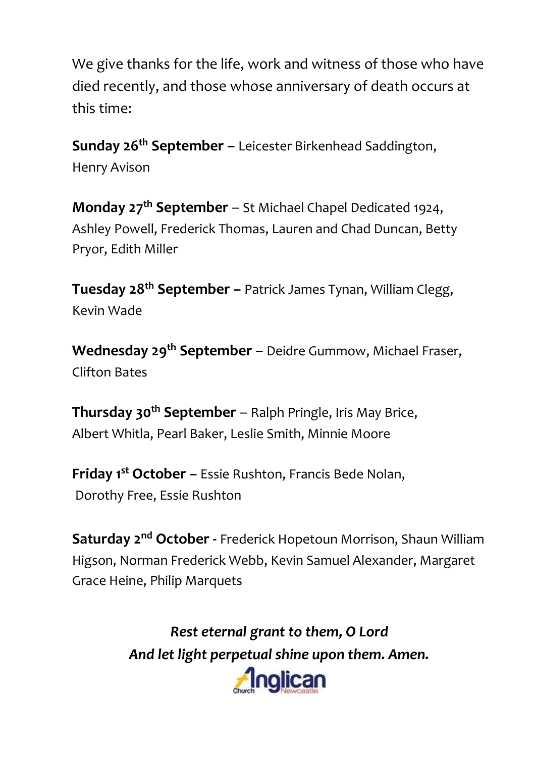We give thanks for the life, work and witness of those who have died recently, and those whose anniversary of death occurs at this time:

**Sunday 26th September –** Leicester Birkenhead Saddington, Henry Avison

**Monday 27th September** – St Michael Chapel Dedicated 1924, Ashley Powell, Frederick Thomas, Lauren and Chad Duncan, Betty Pryor, Edith Miller

**Tuesday 28th September –** Patrick James Tynan, William Clegg, Kevin Wade

**Wednesday 29th September –** Deidre Gummow, Michael Fraser, Clifton Bates

**Thursday 30th September** – Ralph Pringle, Iris May Brice, Albert Whitla, Pearl Baker, Leslie Smith, Minnie Moore

**Friday 1st October –** Essie Rushton, Francis Bede Nolan, Dorothy Free, Essie Rushton

**Saturday 2nd October -** Frederick Hopetoun Morrison, Shaun William Higson, Norman Frederick Webb, Kevin Samuel Alexander, Margaret Grace Heine, Philip Marquets

***Rest eternal grant to them, O Lord***
***And let light perpetual shine upon them. Amen.***

Anglican Church Newcastle